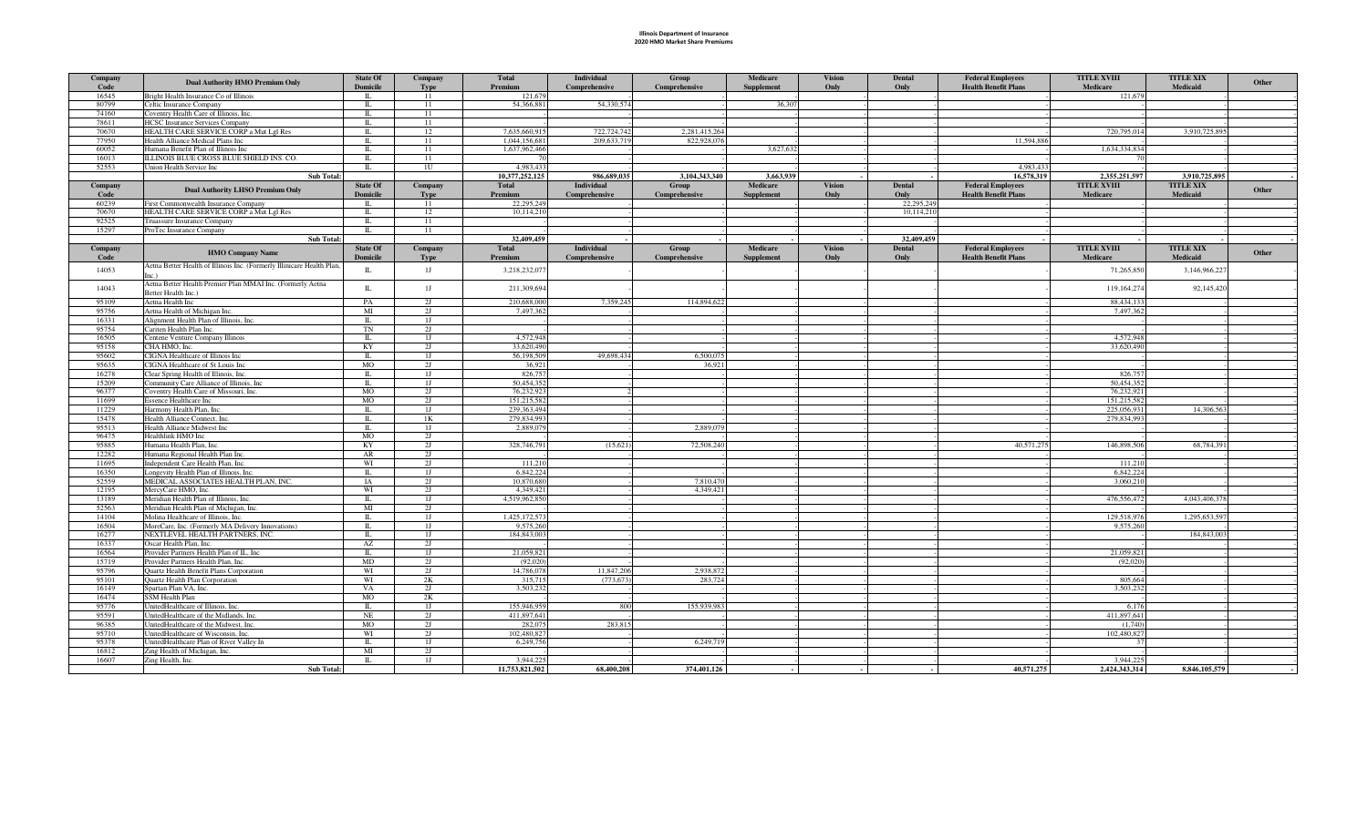# Illinois Department of Insurance
## 2020 HMO Market Share Premiums

| Company Code | Dual Authority HMO Premium Only | State Of Domicile | Company Type | Total Premium | Individual Comprehensive | Group Comprehensive | Medicare Supplement | Vision Only | Dental Only | Federal Employees Health Benefit Plans | TITLE XVIII Medicare | TITLE XIX Medicaid | Other |
|---|---|---|---|---|---|---|---|---|---|---|---|---|---|
| 16545 | Bright Health Insurance Co of Illinois | IL | 11 | 121,679 | - | - | - | - | - | - | 121,679 | - | - |
| 80799 | Celtic Insurance Company | IL | 11 | 54,366,881 | 54,330,574 | - | 36,307 | - | - | - | - | - | - |
| 74160 | Coventry Health Care of Illinois, Inc. | IL | 11 | - | - | - | - | - | - | - | - | - | - |
| 78611 | HCSC Insurance Services Company | IL | 11 | - | - | - | - | - | - | - | - | - | - |
| 70670 | HEALTH CARE SERVICE CORP a Mut Lgl Res | IL | 12 | 7,635,660,915 | 722,724,742 | 2,281,415,264 | - | - | - | - | 720,795,014 | 3,910,725,895 | - |
| 77950 | Health Alliance Medical Plans Inc | IL | 11 | 1,044,156,681 | 209,633,719 | 822,928,076 | - | - | - | 11,594,886 | - | - | - |
| 60052 | Humana Benefit Plan of Illinois Inc | IL | 11 | 1,637,962,466 | - | - | 3,627,632 | - | - | - | 1,634,334,834 | - | - |
| 16013 | ILLINOIS BLUE CROSS BLUE SHIELD INS. CO. | IL | 11 | 70 | - | - | - | - | - | - | 70 | - | - |
| 52553 | Union Health Service Inc | IL | 1U | 4,983,433 | - | - | - | - | - | 4,983,433 | - | - | - |
| | **Sub Total:** | | | 10,377,252,125 | 986,689,035 | 3,104,343,340 | 3,663,939 | - | - | 16,578,319 | 2,355,251,597 | 3,910,725,895 | - |

| Company Code | Dual Authority LHSO Premium Only | State Of Domicile | Company Type | Total Premium | Individual Comprehensive | Group Comprehensive | Medicare Supplement | Vision Only | Dental Only | Federal Employees Health Benefit Plans | TITLE XVIII Medicare | TITLE XIX Medicaid | Other |
|---|---|---|---|---|---|---|---|---|---|---|---|---|---|
| 60239 | First Commonwealth Insurance Company | IL | 11 | 22,295,249 | - | - | - | - | 22,295,249 | - | - | - | - |
| 70670 | HEALTH CARE SERVICE CORP a Mut Lgl Res | IL | 12 | 10,114,210 | - | - | - | - | 10,114,210 | - | - | - | - |
| 92525 | Trustmark Insurance Company | IL | 11 | - | - | - | - | - | - | - | - | - | - |
| 15297 | ProTec Insurance Company | IL | 11 | - | - | - | - | - | - | - | - | - | - |
| | **Sub Total:** | | | 32,409,459 | - | - | - | - | 32,409,459 | - | - | - | - |

| Company Code | HMO Company Name | State Of Domicile | Company Type | Total Premium | Individual Comprehensive | Group Comprehensive | Medicare Supplement | Vision Only | Dental Only | Federal Employees Health Benefit Plans | TITLE XVIII Medicare | TITLE XIX Medicaid | Other |
|---|---|---|---|---|---|---|---|---|---|---|---|---|---|
| 14053 | Aetna Better Health of Illinois Inc. (Formerly Illinicare Health Plan, Inc.) | IL | 1J | 3,218,232,077 | - | - | - | - | - | - | 71,265,850 | 3,146,966,227 | - |
| 14043 | Aetna Better Health Premier Plan MMAI Inc. (Formerly Aetna Better Health Inc.) | IL | 1J | 211,309,694 | - | - | - | - | - | - | 119,164,274 | 92,145,420 | - |
| 95109 | Aetna Health Inc | PA | 2J | 210,688,000 | 7,359,245 | 114,894,622 | - | - | - | - | 88,434,133 | - | - |
| 95756 | Aetna Health of Michigan Inc. | MI | 2J | 7,497,362 | - | - | - | - | - | - | 7,497,362 | - | - |
| 16331 | Alignment Health Plan of Illinois, Inc. | IL | 1J | - | - | - | - | - | - | - | - | - | - |
| 95754 | Cariten Health Plan Inc. | TN | 2J | - | - | - | - | - | - | - | - | - | - |
| 16505 | Centene Venture Company Illinois | IL | 1J | 4,572,948 | - | - | - | - | - | - | 4,572,948 | - | - |
| 95158 | CHA HMO, Inc. | KY | 2J | 33,620,490 | - | - | - | - | - | - | 33,620,490 | - | - |
| 95602 | CIGNA Healthcare of Illinois Inc | IL | 1J | 56,198,509 | 49,698,434 | 6,500,075 | - | - | - | - | - | - | - |
| 95635 | CIGNA Healthcare of St Louis Inc | MO | 2J | 36,921 | - | 36,921 | - | - | - | - | - | - | - |
| 16278 | Clear Spring Health of Illinois, Inc. | IL | 1J | 826,757 | - | - | - | - | - | - | 826,757 | - | - |
| 15209 | Community Care Alliance of Illinois, Inc | IL | 1J | 50,454,352 | - | - | - | - | - | - | 50,454,352 | - | - |
| 96377 | Coventry Health Care of Missouri, Inc. | MO | 2J | 76,232,923 | 2 | - | - | - | - | - | 76,232,921 | - | - |
| 11699 | Essence Healthcare Inc | MO | 2J | 151,215,582 | - | - | - | - | - | - | 151,215,582 | - | - |
| 11229 | Harmony Health Plan, Inc. | IL | 1J | 239,363,494 | - | - | - | - | - | - | 225,056,931 | 14,306,563 | - |
| 15478 | Health Alliance Connect, Inc. | IL | 1K | 279,834,993 | - | - | - | - | - | - | 279,834,993 | - | - |
| 95513 | Health Alliance Midwest Inc | IL | 1J | 2,889,079 | - | 2,889,079 | - | - | - | - | - | - | - |
| 96475 | Healthlink HMO Inc | MO | 2J | - | - | - | - | - | - | - | - | - | - |
| 95885 | Humana Health Plan, Inc. | KY | 2J | 328,746,791 | (15,621) | 72,508,240 | - | - | - | 40,571,275 | 146,898,506 | 68,784,391 | - |
| 12282 | Humana Regional Health Plan Inc. | AR | 2J | - | - | - | - | - | - | - | - | - | - |
| 11695 | Independent Care Health Plan, Inc. | WI | 2J | 111,210 | - | - | - | - | - | - | 111,210 | - | - |
| 16350 | Longevity Health Plan of Illinois, Inc. | IL | 1J | 6,842,224 | - | - | - | - | - | - | 6,842,224 | - | - |
| 52559 | MEDICAL ASSOCIATES HEALTH PLAN, INC. | IA | 2J | 10,870,680 | - | 7,810,470 | - | - | - | - | 3,060,210 | - | - |
| 12195 | MercyCare HMO, Inc. | WI | 2J | 4,349,421 | - | 4,349,421 | - | - | - | - | - | - | - |
| 13189 | Meridian Health Plan of Illinois, Inc. | IL | 1J | 4,519,962,850 | - | - | - | - | - | - | 476,556,472 | 4,043,406,378 | - |
| 52563 | Meridian Health Plan of Michigan, Inc. | MI | 2J | - | - | - | - | - | - | - | - | - | - |
| 14104 | Molina Healthcare of Illinois, Inc. | IL | 1J | 1,425,172,573 | - | - | - | - | - | - | 129,518,976 | 1,295,653,597 | - |
| 16504 | MoreCare, Inc. (Formerly MA Delivery Innovations) | IL | 1J | 9,575,260 | - | - | - | - | - | - | 9,575,260 | - | - |
| 16277 | NEXTLEVEL HEALTH PARTNERS, INC. | IL | 1J | 184,843,003 | - | - | - | - | - | - | - | 184,843,003 | - |
| 16337 | Oscar Health Plan, Inc. | AZ | 2J | - | - | - | - | - | - | - | - | - | - |
| 16564 | Provider Partners Health Plan of IL, Inc | IL | 1J | 21,059,821 | - | - | - | - | - | - | 21,059,821 | - | - |
| 15719 | Provider Partners Health Plan, Inc. | MD | 2J | (92,020) | - | - | - | - | - | - | (92,020) | - | - |
| 95796 | Quartz Health Benefit Plans Corporation | WI | 2J | 14,786,078 | 11,847,206 | 2,938,872 | - | - | - | - | - | - | - |
| 95101 | Quartz Health Plan Corporation | WI | 2K | 315,715 | (773,673) | 283,724 | - | - | - | - | 805,664 | - | - |
| 16149 | Spartan Plan VA, Inc. | VA | 2J | 3,503,232 | - | - | - | - | - | - | 3,503,232 | - | - |
| 16474 | SSM Health Plan | MO | 2K | - | - | - | - | - | - | - | - | - | - |
| 95776 | UnitedHealthcare of Illinois, Inc. | IL | 1J | 155,946,959 | 800 | 155,939,983 | - | - | - | - | 6,176 | - | - |
| 95591 | UnitedHealthcare of the Midlands, Inc. | NE | 2J | 411,897,641 | - | - | - | - | - | - | 411,897,641 | - | - |
| 96385 | UnitedHealthcare of the Midwest, Inc. | MO | 2J | 282,075 | 283,815 | - | - | - | - | - | (1,740) | - | - |
| 95710 | UnitedHealthcare of Wisconsin, Inc. | WI | 2J | 102,480,827 | - | - | - | - | - | - | 102,480,827 | - | - |
| 95378 | UnitedHealthcare Plan of River Valley In | IL | 1J | 6,249,756 | - | 6,249,719 | - | - | - | - | 37 | - | - |
| 16812 | Zing Health of Michigan, Inc. | MI | 2J | - | - | - | - | - | - | - | - | - | - |
| 16607 | Zing Health, Inc | IL | 1J | 3,944,225 | - | - | - | - | - | - | 3,944,225 | - | - |
| | **Sub Total:** | | | 11,753,821,502 | 68,400,208 | 374,401,126 | - | - | - | 40,571,275 | 2,424,343,314 | 8,846,105,579 | - |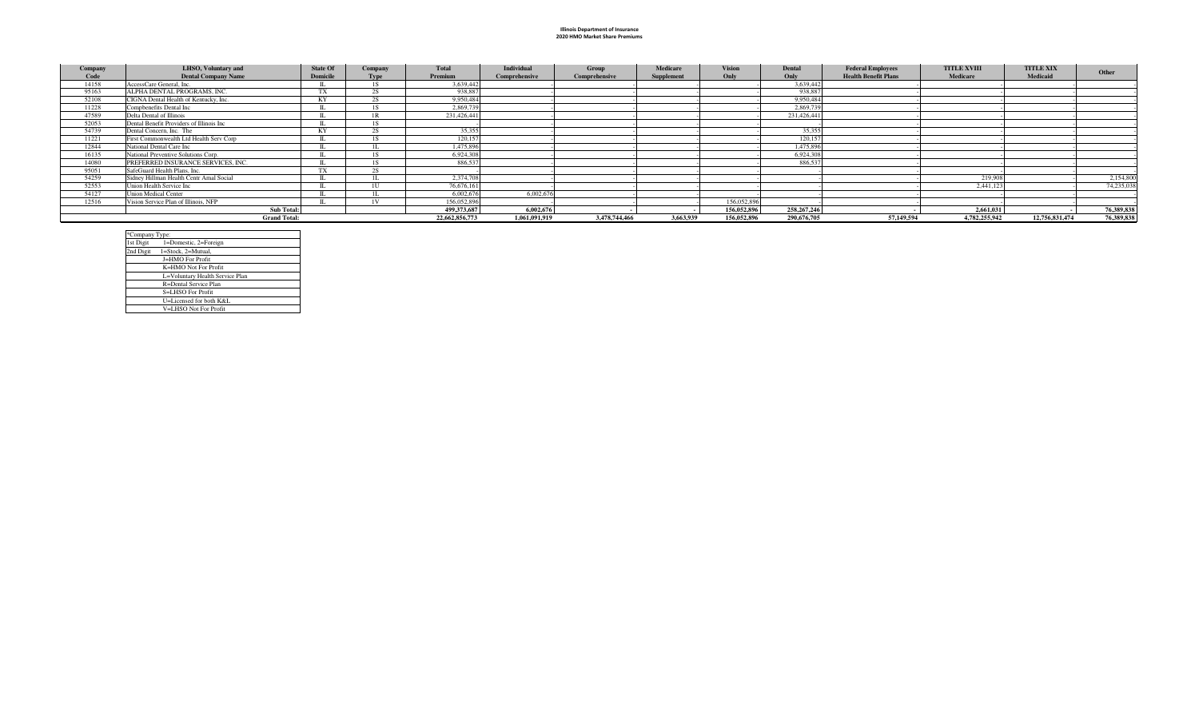# Illinois Department of Insurance
## 2020 HMO Market Share Premiums

| Company Code | LHSO, Voluntary and Dental Company Name | State Of Domicile | Company Type | Total Premium | Individual Comprehensive | Group Comprehensive | Medicare Supplement | Vision Only | Dental Only | Federal Employees Health Benefit Plans | TITLE XVIII Medicare | TITLE XIX Medicaid | Other |
|---|---|---|---|---|---|---|---|---|---|---|---|---|---|
| 14158 | AccessCare General, Inc. | IL | 1S | 3,639,442 | - | - | - | - | 3,639,442 | - | - | - | - |
| 95163 | ALPHA DENTAL PROGRAMS, INC. | TX | 2S | 938,887 | - | - | - | - | 938,887 | - | - | - | - |
| 52108 | CIGNA Dental Health of Kentucky, Inc. | KY | 2S | 9,950,484 | - | - | - | - | 9,950,484 | - | - | - | - |
| 11228 | Compbenefits Dental Inc | IL | 1S | 2,869,739 | - | - | - | - | 2,869,739 | - | - | - | - |
| 47589 | Delta Dental of Illinois | IL | 1R | 231,426,441 | - | - | - | - | 231,426,441 | - | - | - | - |
| 52053 | Dental Benefit Providers of Illinois Inc | IL | 1S | - | - | - | - | - | - | - | - | - | - |
| 54739 | Dental Concern, Inc. The | KY | 2S | 35,355 | - | - | - | - | 35,355 | - | - | - | - |
| 11221 | First Commonwealth Ltd Health Serv Corp | IL | 1S | 120,157 | - | - | - | - | 120,157 | - | - | - | - |
| 12844 | National Dental Care Inc | IL | 1L | 1,475,896 | - | - | - | - | 1,475,896 | - | - | - | - |
| 16135 | National Preventive Solutions Corp. | IL | 1S | 6,924,308 | - | - | - | - | 6,924,308 | - | - | - | - |
| 14080 | PREFERRED INSURANCE SERVICES, INC. | IL | 1S | 886,537 | - | - | - | - | 886,537 | - | - | - | - |
| 95051 | SafeGuard Health Plans, Inc. | TX | 2S | - | - | - | - | - | - | - | - | - | - |
| 54259 | Sidney Hillman Health Centr Amal Social | IL | 1L | 2,374,708 | - | - | - | - | - | - | 219,908 | - | 2,154,800 |
| 52553 | Union Health Service Inc | IL | 1U | 76,676,161 | - | - | - | - | - | - | 2,441,123 | - | 74,235,038 |
| 54127 | Union Medical Center | IL | 1L | 6,002,676 | 6,002,676 | - | - | - | - | - | - | - | - |
| 12516 | Vision Service Plan of Illinois, NFP | IL | 1V | 156,052,896 | - | - | - | 156,052,896 | - | - | - | - | - |
| | Sub Total: | | | 499,373,687 | 6,002,676 | - | - | 156,052,896 | 258,267,246 | - | 2,661,031 | - | 76,389,838 |
| | Grand Total: | | | 22,662,856,773 | 1,061,091,919 | 3,478,744,466 | 3,663,939 | 156,052,896 | 290,676,705 | 57,149,594 | 4,782,255,942 | 12,756,831,474 | 76,389,838 |

| *Company Type: | |
|---|---|
| 1st Digit | 1=Domestic, 2=Foreign |
| 2nd Digit | 1=Stock, 2=Mutual, |
| | J=HMO For Profit |
| | K=HMO Not For Profit |
| | L=Voluntary Health Service Plan |
| | R=Dental Service Plan |
| | S=LHSO For Profit |
| | U=Licensed for both K&L |
| | V=LHSO Not For Profit |